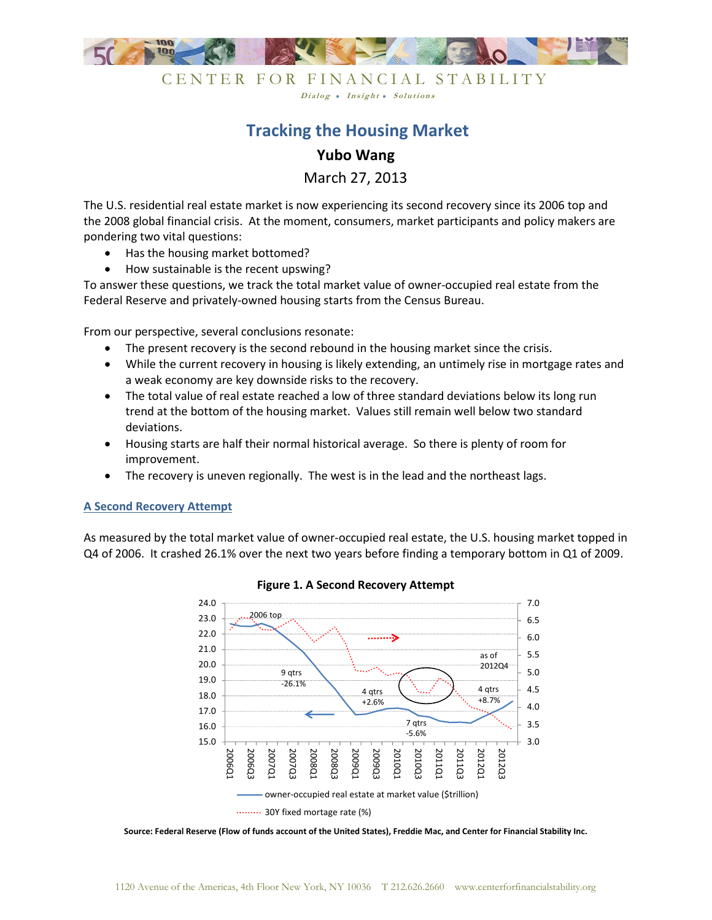# CENTER FOR FINANCIAL STABILITY

*Dialog • Insight • Solutions*

## Tracking the Housing Market

**Yubo Wang**

March 27, 2013

The U.S. residential real estate market is now experiencing its second recovery since its 2006 top and the 2008 global financial crisis. At the moment, consumers, market participants and policy makers are pondering two vital questions:

- Has the housing market bottomed?
- How sustainable is the recent upswing?

To answer these questions, we track the total market value of owner-occupied real estate from the Federal Reserve and privately-owned housing starts from the Census Bureau.

From our perspective, several conclusions resonate:

- The present recovery is the second rebound in the housing market since the crisis.
- While the current recovery in housing is likely extending, an untimely rise in mortgage rates and a weak economy are key downside risks to the recovery.
- The total value of real estate reached a low of three standard deviations below its long run trend at the bottom of the housing market. Values still remain well below two standard deviations.
- Housing starts are half their normal historical average. So there is plenty of room for improvement.
- The recovery is uneven regionally. The west is in the lead and the northeast lags.

### A Second Recovery Attempt

As measured by the total market value of owner-occupied real estate, the U.S. housing market topped in Q4 of 2006. It crashed 26.1% over the next two years before finding a temporary bottom in Q1 of 2009.

**Figure 1. A Second Recovery Attempt**

Source: Federal Reserve (Flow of funds account of the United States), Freddie Mac, and Center for Financial Stability Inc.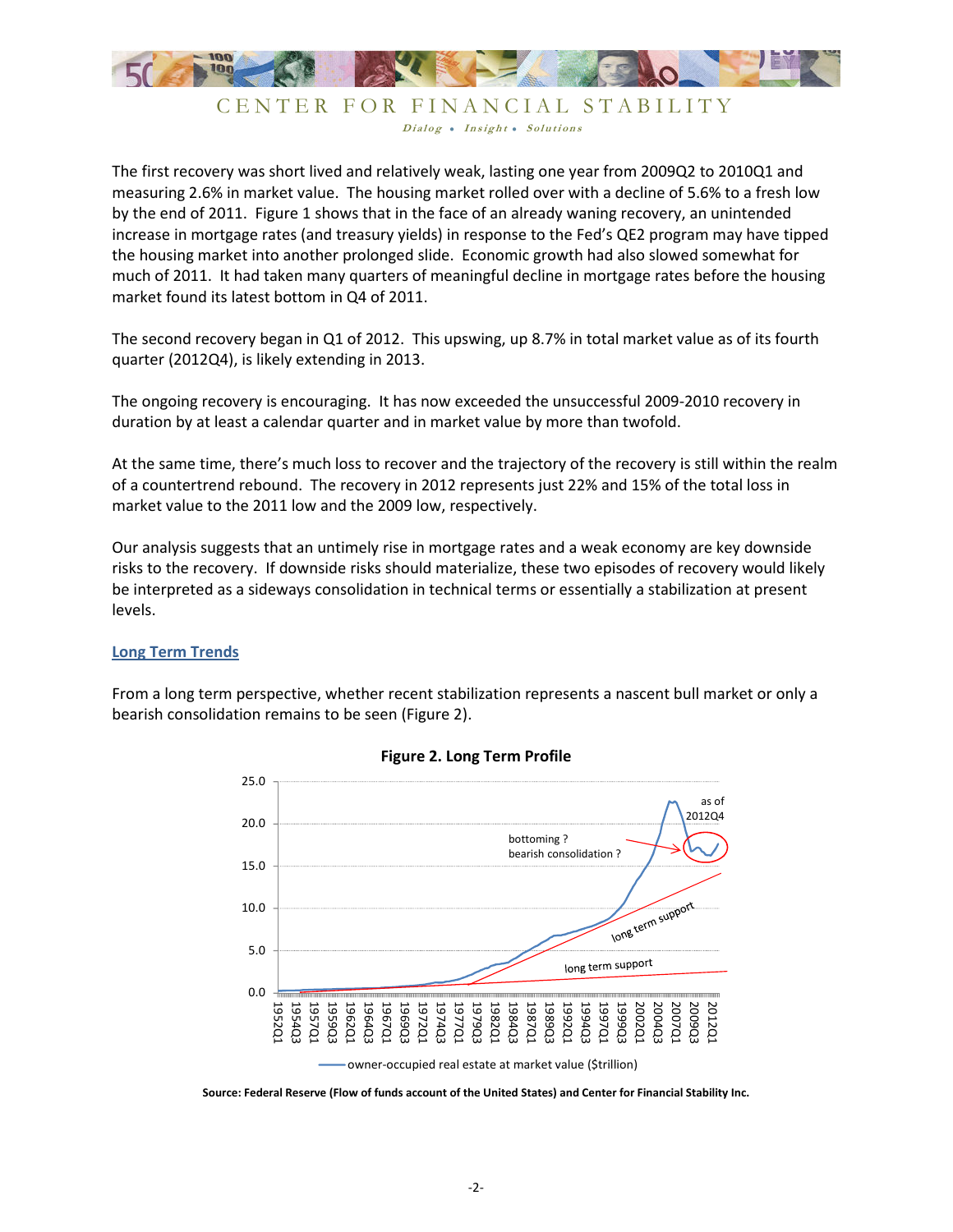The first recovery was short lived and relatively weak, lasting one year from 2009Q2 to 2010Q1 and measuring 2.6% in market value. The housing market rolled over with a decline of 5.6% to a fresh low by the end of 2011. Figure 1 shows that in the face of an already waning recovery, an unintended increase in mortgage rates (and treasury yields) in response to the Fed's QE2 program may have tipped the housing market into another prolonged slide. Economic growth had also slowed somewhat for much of 2011. It had taken many quarters of meaningful decline in mortgage rates before the housing market found its latest bottom in Q4 of 2011.

The second recovery began in Q1 of 2012. This upswing, up 8.7% in total market value as of its fourth quarter (2012Q4), is likely extending in 2013.

The ongoing recovery is encouraging. It has now exceeded the unsuccessful 2009-2010 recovery in duration by at least a calendar quarter and in market value by more than twofold.

At the same time, there's much loss to recover and the trajectory of the recovery is still within the realm of a countertrend rebound. The recovery in 2012 represents just 22% and 15% of the total loss in market value to the 2011 low and the 2009 low, respectively.

Our analysis suggests that an untimely rise in mortgage rates and a weak economy are key downside risks to the recovery. If downside risks should materialize, these two episodes of recovery would likely be interpreted as a sideways consolidation in technical terms or essentially a stabilization at present levels.

## Long Term Trends

From a long term perspective, whether recent stabilization represents a nascent bull market or only a bearish consolidation remains to be seen (Figure 2).

**Figure 2. Long Term Profile**

**Source: Federal Reserve (Flow of funds account of the United States) and Center for Financial Stability Inc.**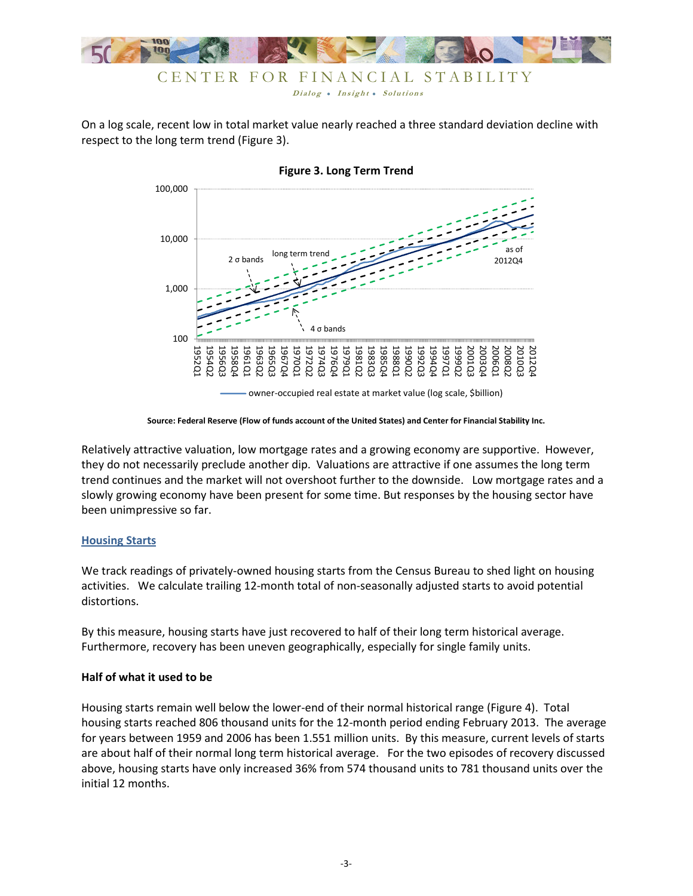On a log scale, recent low in total market value nearly reached a three standard deviation decline with respect to the long term trend (Figure 3).

**Figure 3. Long Term Trend**

Source: Federal Reserve (Flow of funds account of the United States) and Center for Financial Stability Inc.

Relatively attractive valuation, low mortgage rates and a growing economy are supportive. However, they do not necessarily preclude another dip. Valuations are attractive if one assumes the long term trend continues and the market will not overshoot further to the downside. Low mortgage rates and a slowly growing economy have been present for some time. But responses by the housing sector have been unimpressive so far.

## Housing Starts

We track readings of privately-owned housing starts from the Census Bureau to shed light on housing activities. We calculate trailing 12-month total of non-seasonally adjusted starts to avoid potential distortions.

By this measure, housing starts have just recovered to half of their long term historical average. Furthermore, recovery has been uneven geographically, especially for single family units.

### Half of what it used to be

Housing starts remain well below the lower-end of their normal historical range (Figure 4). Total housing starts reached 806 thousand units for the 12-month period ending February 2013. The average for years between 1959 and 2006 has been 1.551 million units. By this measure, current levels of starts are about half of their normal long term historical average. For the two episodes of recovery discussed above, housing starts have only increased 36% from 574 thousand units to 781 thousand units over the initial 12 months.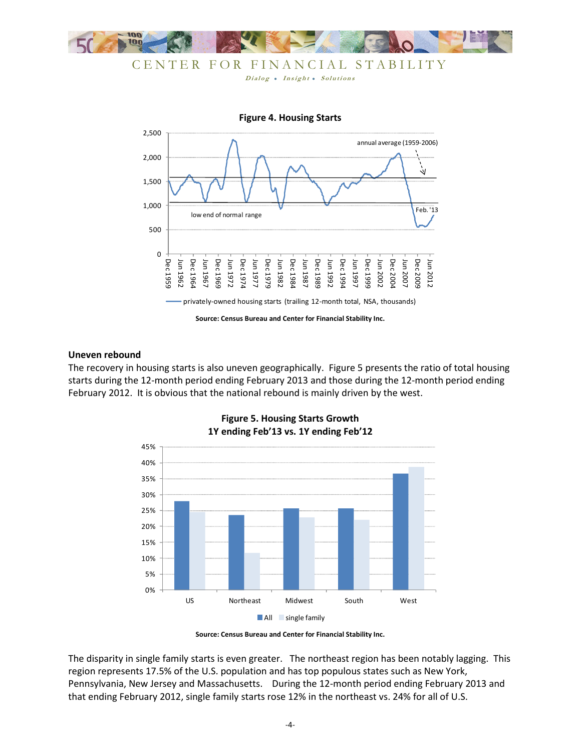**Figure 4. Housing Starts**

Source: Census Bureau and Center for Financial Stability Inc.

### Uneven rebound

The recovery in housing starts is also uneven geographically. Figure 5 presents the ratio of total housing starts during the 12-month period ending February 2013 and those during the 12-month period ending February 2012. It is obvious that the national rebound is mainly driven by the west.

**Figure 5. Housing Starts Growth**
**1Y ending Feb'13 vs. 1Y ending Feb'12**

Source: Census Bureau and Center for Financial Stability Inc.

The disparity in single family starts is even greater. The northeast region has been notably lagging. This region represents 17.5% of the U.S. population and has top populous states such as New York, Pennsylvania, New Jersey and Massachusetts. During the 12-month period ending February 2013 and that ending February 2012, single family starts rose 12% in the northeast vs. 24% for all of U.S.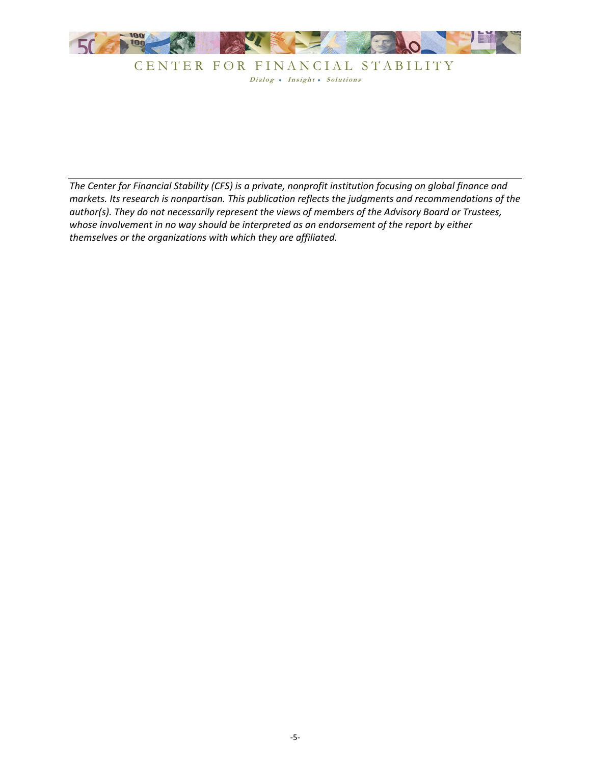CENTER FOR FINANCIAL STABILITY

*Dialog • Insight • Solutions*

---

*The Center for Financial Stability (CFS) is a private, nonprofit institution focusing on global finance and markets. Its research is nonpartisan. This publication reflects the judgments and recommendations of the author(s). They do not necessarily represent the views of members of the Advisory Board or Trustees, whose involvement in no way should be interpreted as an endorsement of the report by either themselves or the organizations with which they are affiliated.*